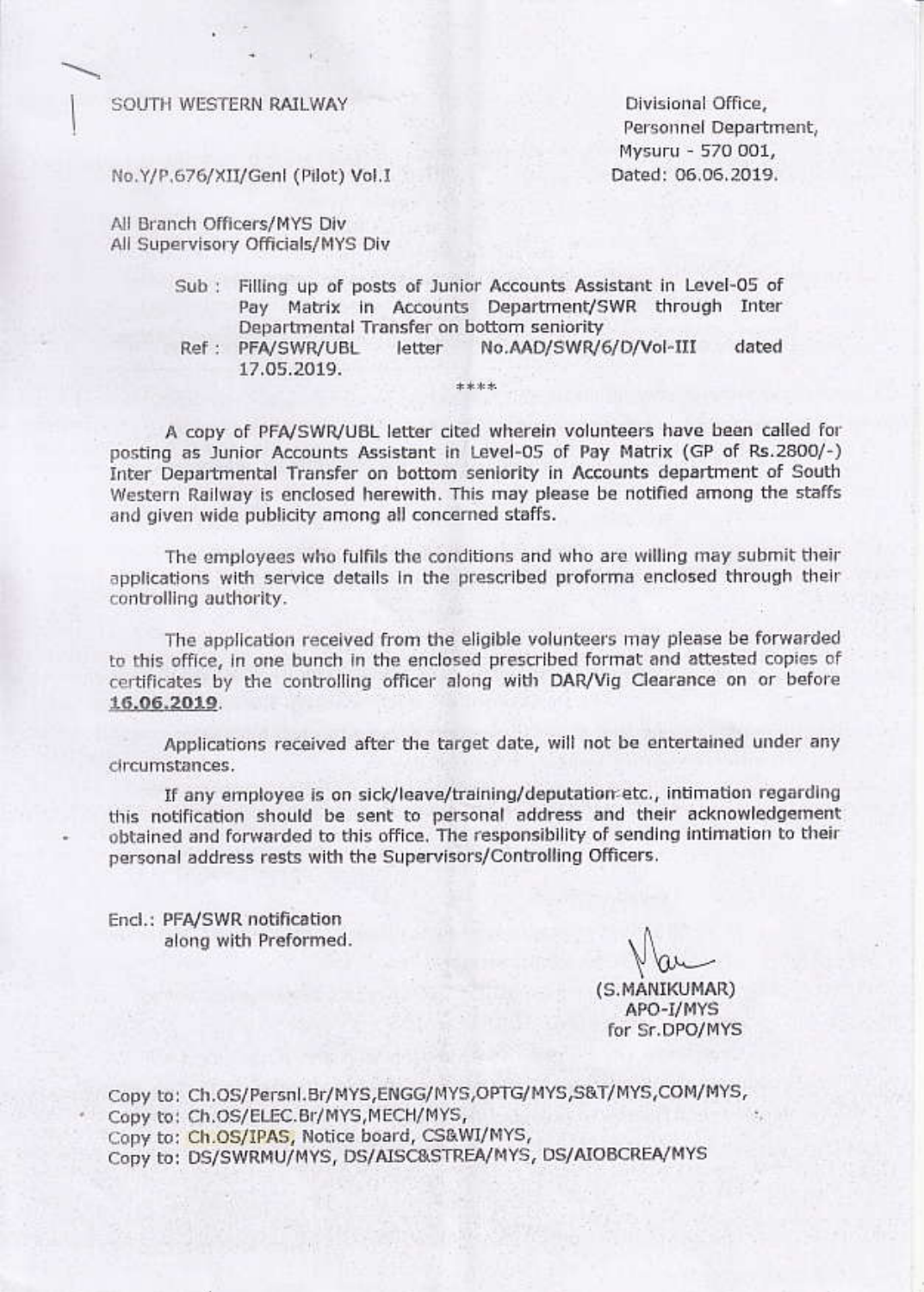SOUTH WESTERN RAILWAY

Divisional Office,
Personnel Department,
Mysuru - 570 001,
Dated: 06.06.2019.

No.Y/P.676/XII/Genl (Pilot) Vol.I

All Branch Officers/MYS Div
All Supervisory Officials/MYS Div

Sub : Filling up of posts of Junior Accounts Assistant in Level-05 of Pay Matrix in Accounts Department/SWR through Inter Departmental Transfer on bottom seniority

Ref : PFA/SWR/UBL letter No.AAD/SWR/6/D/Vol-III dated 17.05.2019.

****

A copy of PFA/SWR/UBL letter cited wherein volunteers have been called for posting as Junior Accounts Assistant in Level-05 of Pay Matrix (GP of Rs.2800/-) Inter Departmental Transfer on bottom seniority in Accounts department of South Western Railway is enclosed herewith. This may please be notified among the staffs and given wide publicity among all concerned staffs.

The employees who fulfils the conditions and who are willing may submit their applications with service details in the prescribed proforma enclosed through their controlling authority.

The application received from the eligible volunteers may please be forwarded to this office, in one bunch in the enclosed prescribed format and attested copies of certificates by the controlling officer along with DAR/Vig Clearance on or before **16.06.2019**.

Applications received after the target date, will not be entertained under any circumstances.

If any employee is on sick/leave/training/deputation etc., intimation regarding this notification should be sent to personal address and their acknowledgement obtained and forwarded to this office. The responsibility of sending intimation to their personal address rests with the Supervisors/Controlling Officers.

Encl.: PFA/SWR notification along with Preformed.

(S.MANIKUMAR)
APO-I/MYS
for Sr.DPO/MYS

Copy to: Ch.OS/Persnl.Br/MYS,ENGG/MYS,OPTG/MYS,S&T/MYS,COM/MYS,
Copy to: Ch.OS/ELEC.Br/MYS,MECH/MYS,
Copy to: Ch.OS/IPAS, Notice board, CS&WI/MYS,
Copy to: DS/SWRMU/MYS, DS/AISC&STREA/MYS, DS/AIOBCREA/MYS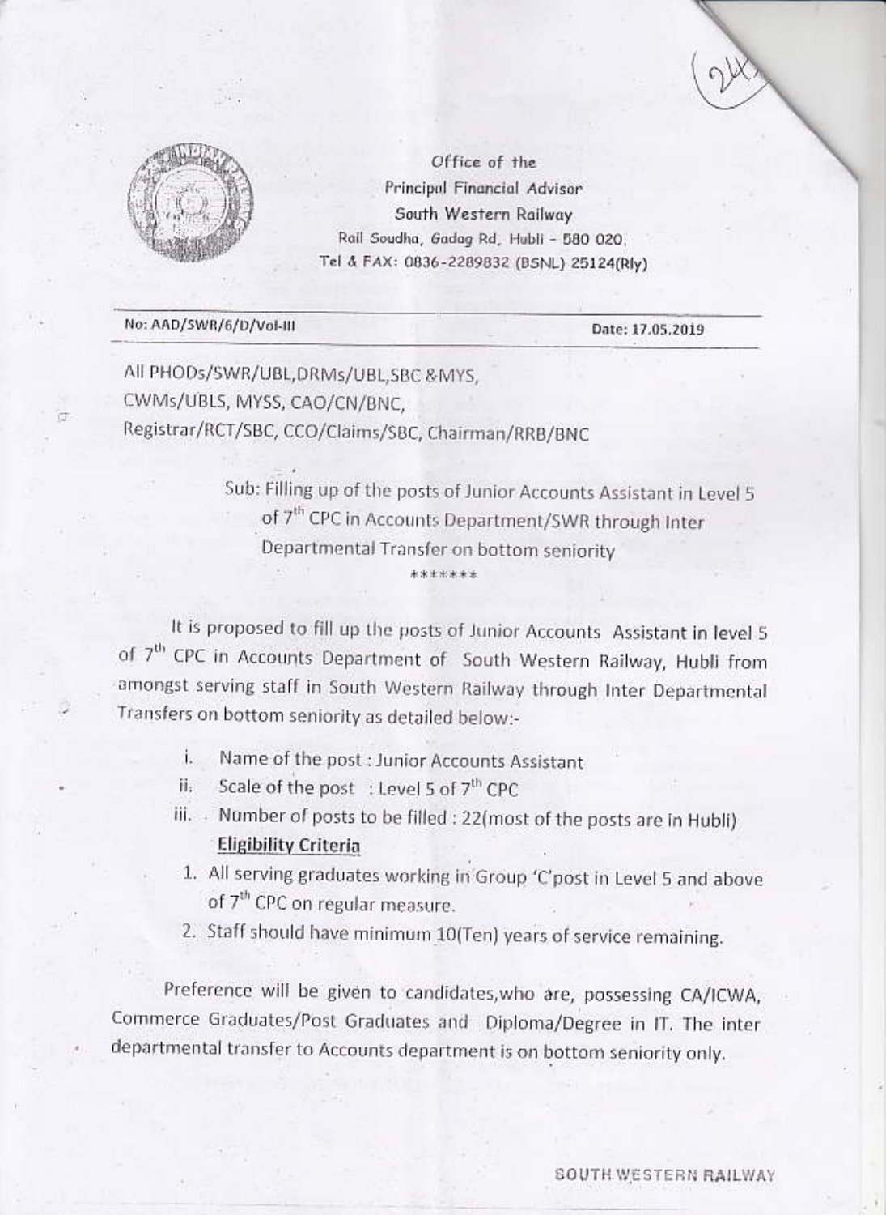Office of the
Principal Financial Advisor
South Western Railway
Rail Soudha, Gadag Rd, Hubli - 580 020,
Tel & FAX: 0836-2289832 (BSNL) 25124(Rly)

No: AAD/SWR/6/D/Vol-III

Date: 17.05.2019

All PHODs/SWR/UBL,DRMs/UBL,SBC &MYS,
CWMs/UBLS, MYSS, CAO/CN/BNC,
Registrar/RCT/SBC, CCO/Claims/SBC, Chairman/RRB/BNC

Sub: Filling up of the posts of Junior Accounts Assistant in Level 5 of 7th CPC in Accounts Department/SWR through Inter Departmental Transfer on bottom seniority

\*\*\*\*\*\*\*

It is proposed to fill up the posts of Junior Accounts Assistant in level 5 of 7th CPC in Accounts Department of South Western Railway, Hubli from amongst serving staff in South Western Railway through Inter Departmental Transfers on bottom seniority as detailed below:-

i. Name of the post : Junior Accounts Assistant
ii. Scale of the post : Level 5 of 7th CPC
iii. Number of posts to be filled : 22(most of the posts are in Hubli)

**Eligibility Criteria**

1. All serving graduates working in Group 'C'post in Level 5 and above of 7th CPC on regular measure.
2. Staff should have minimum 10(Ten) years of service remaining.

Preference will be given to candidates,who are, possessing CA/ICWA, Commerce Graduates/Post Graduates and Diploma/Degree in IT. The inter departmental transfer to Accounts department is on bottom seniority only.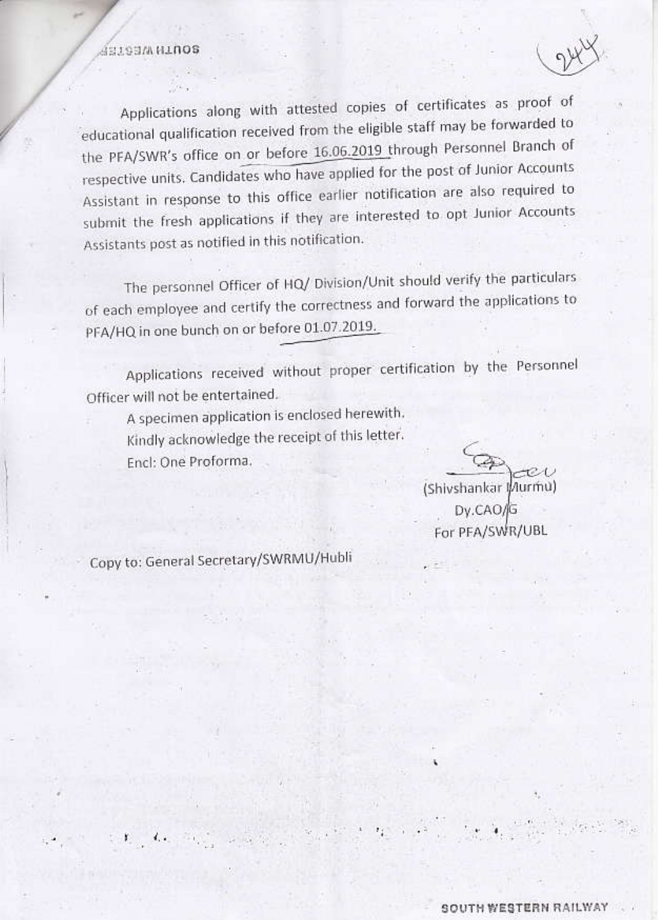Applications along with attested copies of certificates as proof of educational qualification received from the eligible staff may be forwarded to the PFA/SWR's office on or before 16.06.2019 through Personnel Branch of respective units. Candidates who have applied for the post of Junior Accounts Assistant in response to this office earlier notification are also required to submit the fresh applications if they are interested to opt Junior Accounts Assistants post as notified in this notification.

The personnel Officer of HQ/ Division/Unit should verify the particulars of each employee and certify the correctness and forward the applications to PFA/HQ in one bunch on or before 01.07.2019.

Applications received without proper certification by the Personnel Officer will not be entertained.

A specimen application is enclosed herewith.

Kindly acknowledge the receipt of this letter.

Encl: One Proforma.

(Shivshankar Murmu)
Dy.CAO/G
For PFA/SWR/UBL

Copy to: General Secretary/SWRMU/Hubli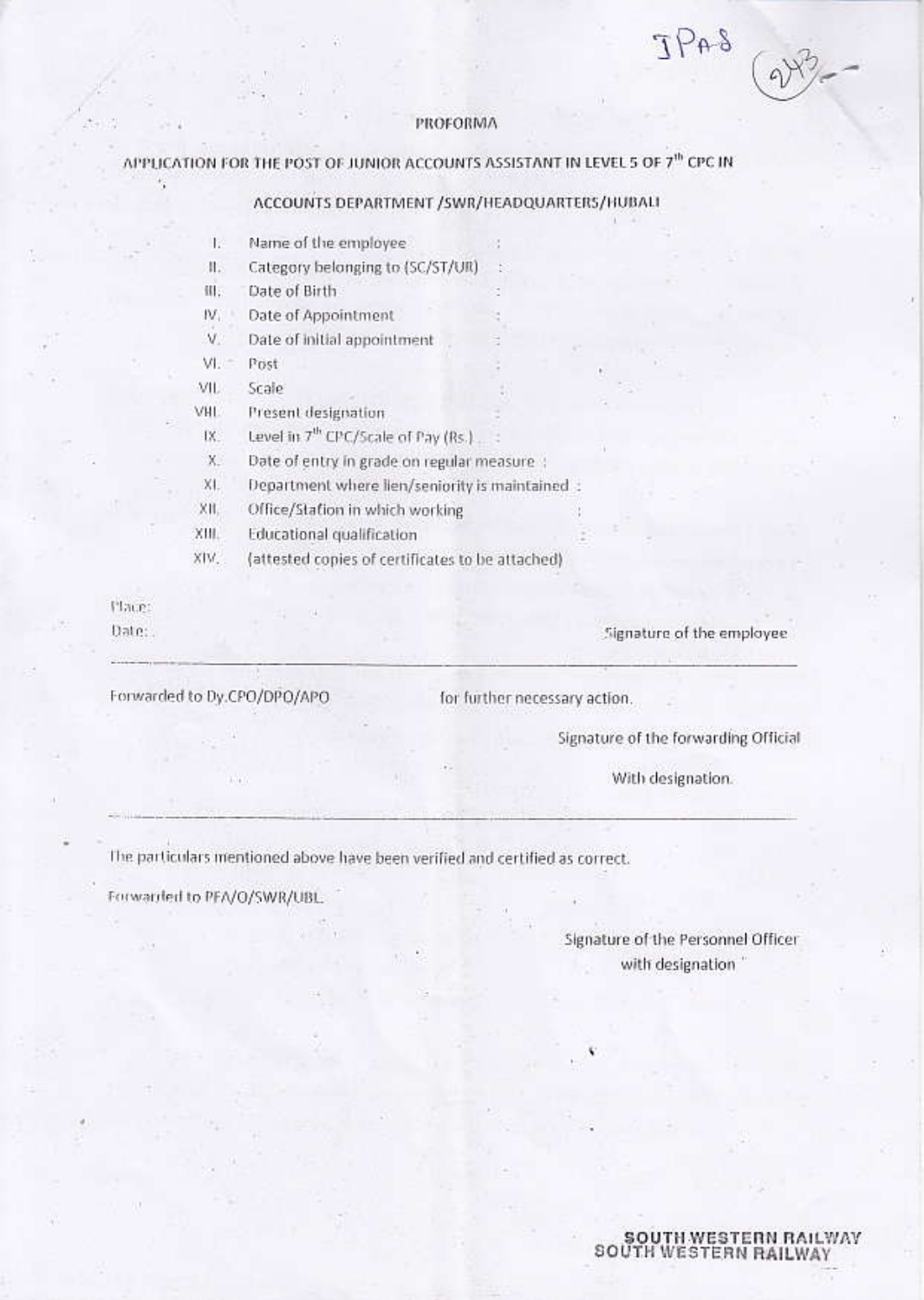JPA-8 (243)

PROFORMA

APPLICATION FOR THE POST OF JUNIOR ACCOUNTS ASSISTANT IN LEVEL 5 OF 7th CPC IN

ACCOUNTS DEPARTMENT /SWR/HEADQUARTERS/HUBALI

I. Name of the employee :
II. Category belonging to (SC/ST/UR) :
III. Date of Birth :
IV. Date of Appointment :
V. Date of initial appointment :
VI. Post :
VII. Scale :
VIII. Present designation :
IX. Level in 7th CPC/Scale of Pay (Rs.) :
X. Date of entry in grade on regular measure :
XI. Department where lien/seniority is maintained :
XII. Office/Station in which working :
XIII. Educational qualification :
XIV. (attested copies of certificates to be attached)

Place:

Date:

Signature of the employee

---

Forwarded to Dy.CPO/DPO/APO for further necessary action.

Signature of the forwarding Official

With designation.

---

The particulars mentioned above have been verified and certified as correct.

Forwarded to PFA/O/SWR/UBL.

Signature of the Personnel Officer with designation

SOUTH WESTERN RAILWAY
SOUTH WESTERN RAILWAY